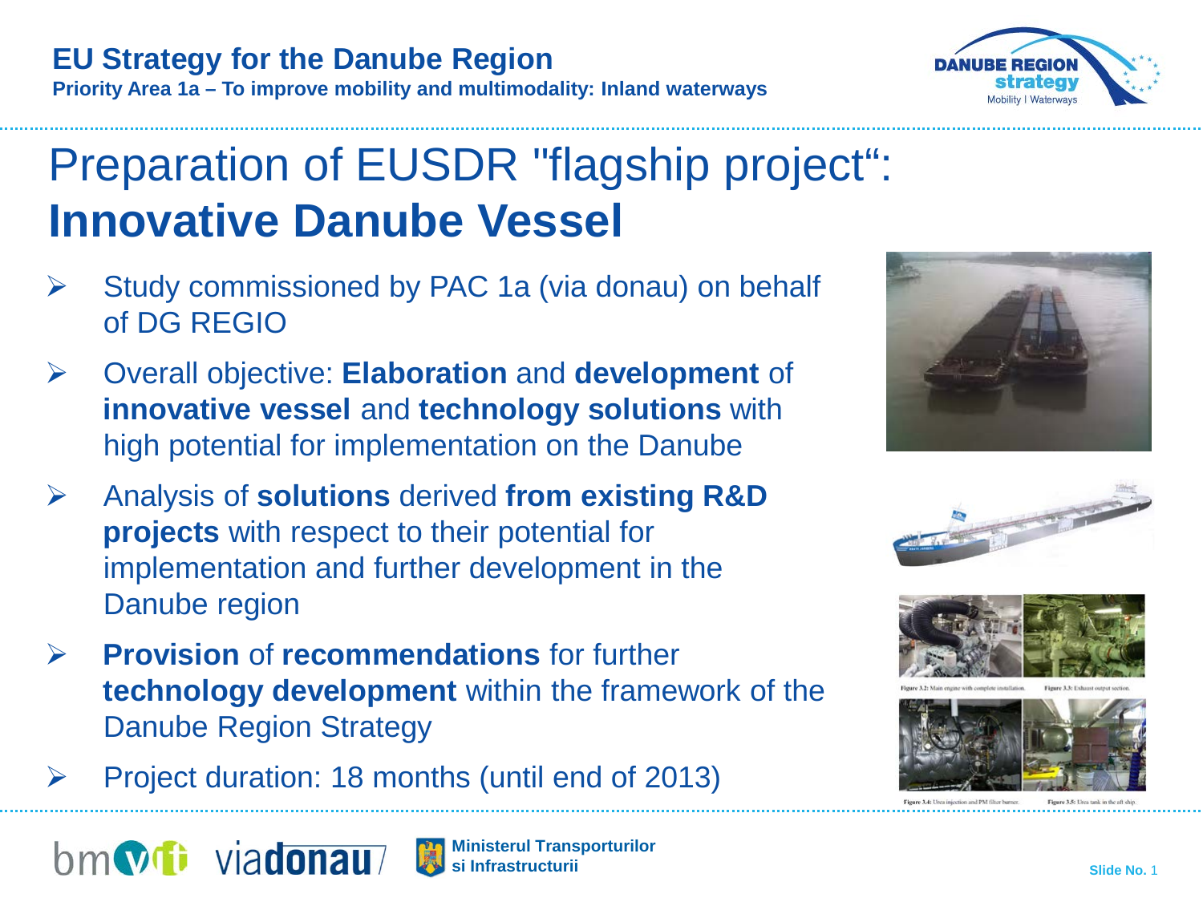**EU Strategy for the Danube Region**

**Priority Area 1a – To improve mobility and multimodality: Inland waterways**

# Preparation of EUSDR "flagship project": **Innovative Danube Vessel**

- Study commissioned by PAC 1a (via donau) on behalf of DG REGIO
- Overall objective: **Elaboration** and **development** of **innovative vessel** and **technology solutions** with high potential for implementation on the Danube
- Analysis of **solutions** derived **from existing R&D projects** with respect to their potential for implementation and further development in the Danube region
- **Provision** of **recommendations** for further **technology development** within the framework of the Danube Region Strategy
- Project duration: 18 months (until end of 2013)

Figure 3.2: Main engine with complete installation. Figure 3.3: Exhaust output section.

Figure 3.4: Urea injection and PM filter burner. Figure 3.5: Urea tank in the aft ship.

Ministerul Transporturilor si Infrastructurii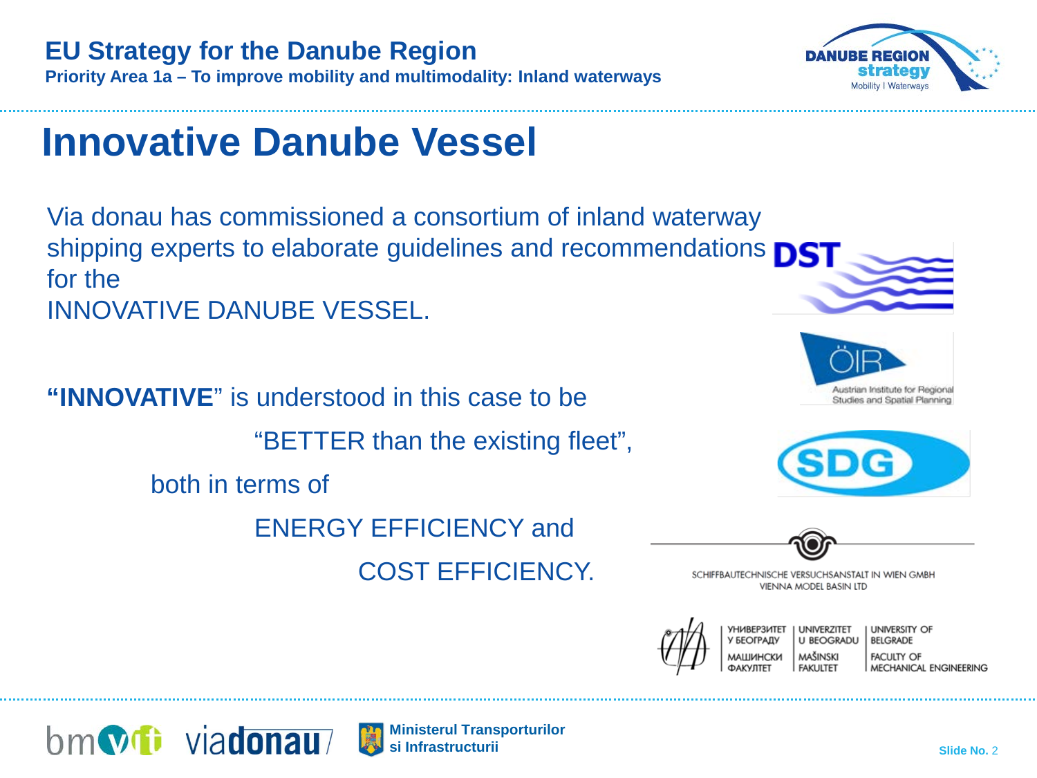# Innovative Danube Vessel

Via donau has commissioned a consortium of inland waterway shipping experts to elaborate guidelines and recommendations for the INNOVATIVE DANUBE VESSEL.

**"INNOVATIVE"** is understood in this case to be

"BETTER than the existing fleet",

both in terms of

ENERGY EFFICIENCY and

COST EFFICIENCY.

DST

ÖIR Austrian Institute for Regional Studies and Spatial Planning

SDG

SCHIFFBAUTECHNISCHE VERSUCHSANSTALT IN WIEN GMBH
VIENNA MODEL BASIN LTD

УНИВЕРЗИТЕТ У БЕОГРАДУ МАШИНСКИ ФАКУЛТЕТ | UNIVERZITET U BEOGRADU MAŠINSKI FAKULTET | UNIVERSITY OF BELGRADE FACULTY OF MECHANICAL ENGINEERING

bmvit viadonau Ministerul Transporturilor si Infrastructurii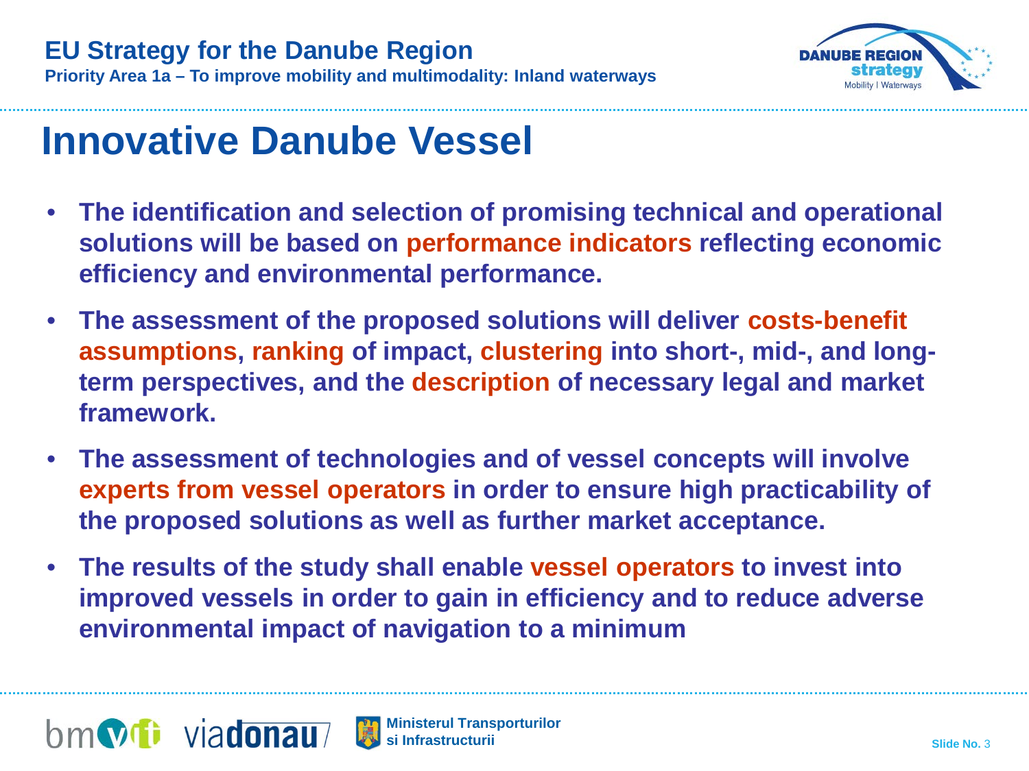# Innovative Danube Vessel

- **The identification and selection of promising technical and operational solutions will be based on performance indicators reflecting economic efficiency and environmental performance.**
- **The assessment of the proposed solutions will deliver costs-benefit assumptions, ranking of impact, clustering into short-, mid-, and long-term perspectives, and the description of necessary legal and market framework.**
- **The assessment of technologies and of vessel concepts will involve experts from vessel operators in order to ensure high practicability of the proposed solutions as well as further market acceptance.**
- **The results of the study shall enable vessel operators to invest into improved vessels in order to gain in efficiency and to reduce adverse environmental impact of navigation to a minimum**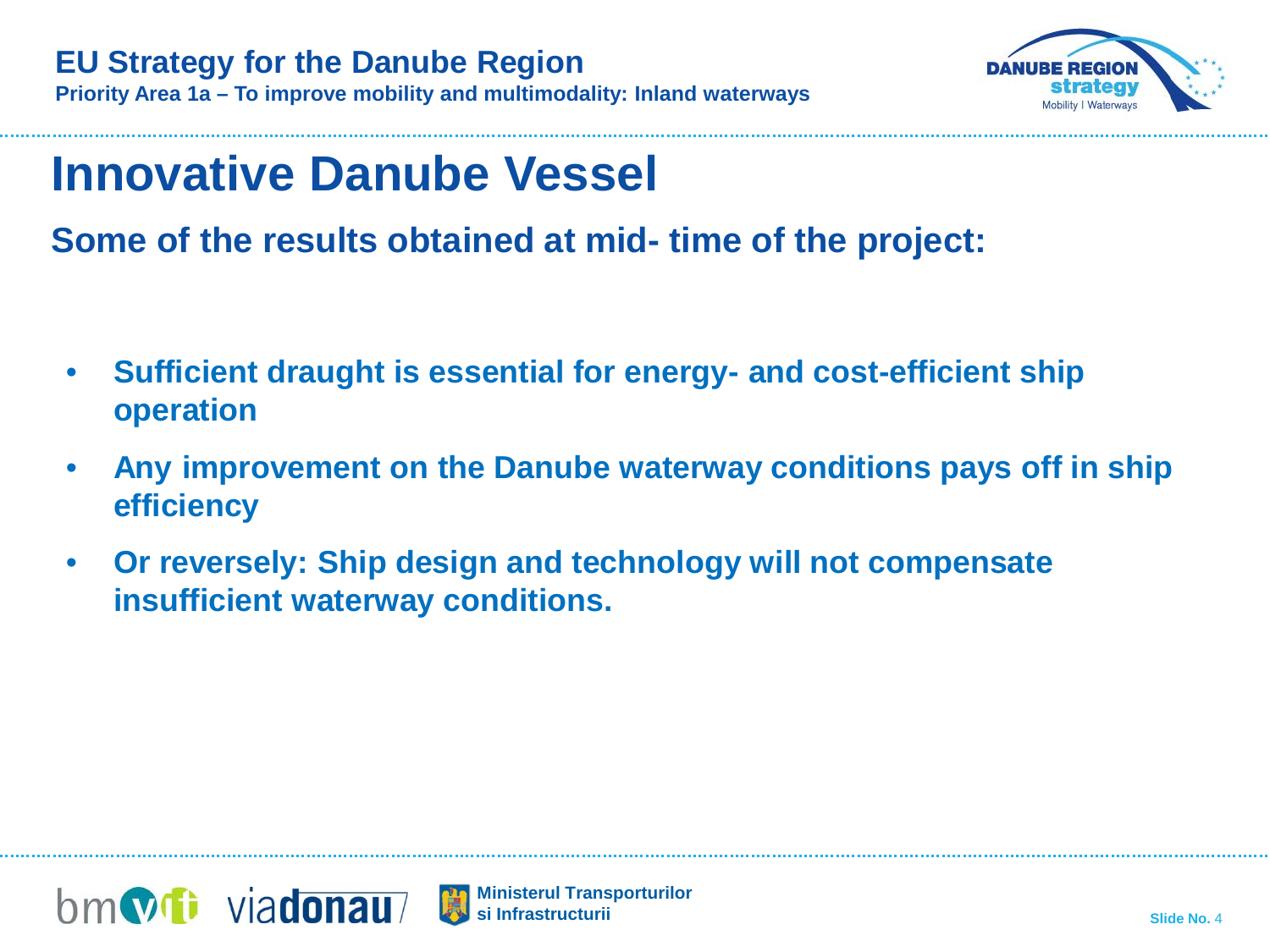# Innovative Danube Vessel

## Some of the results obtained at mid- time of the project:

- **Sufficient draught is essential for energy- and cost-efficient ship operation**
- **Any improvement on the Danube waterway conditions pays off in ship efficiency**
- **Or reversely: Ship design and technology will not compensate insufficient waterway conditions.**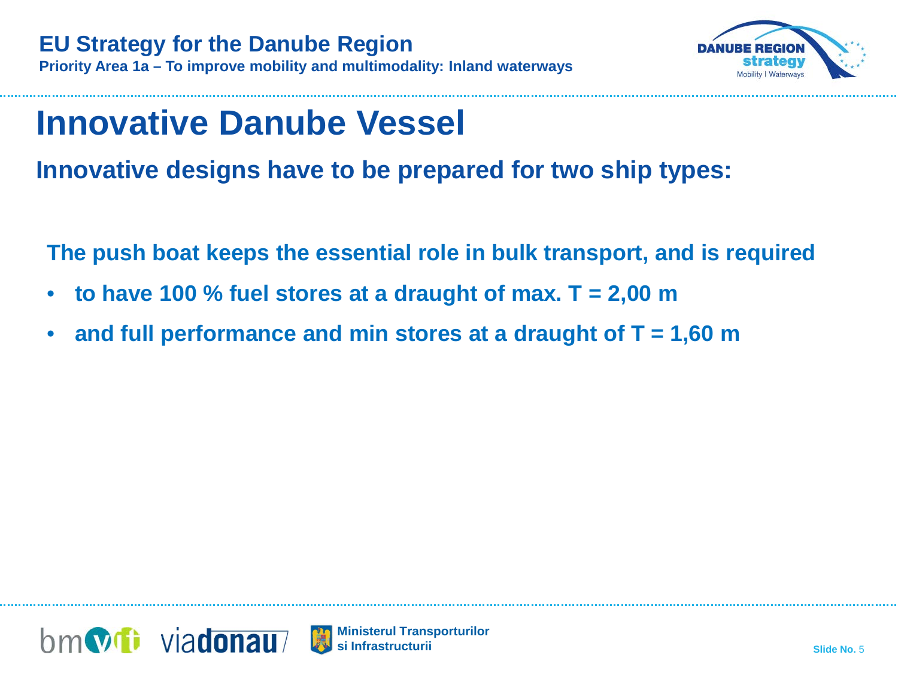# Innovative Danube Vessel

## Innovative designs have to be prepared for two ship types:

**The push boat keeps the essential role in bulk transport, and is required**

- **to have 100 % fuel stores at a draught of max. T = 2,00 m**
- **and full performance and min stores at a draught of T = 1,60 m**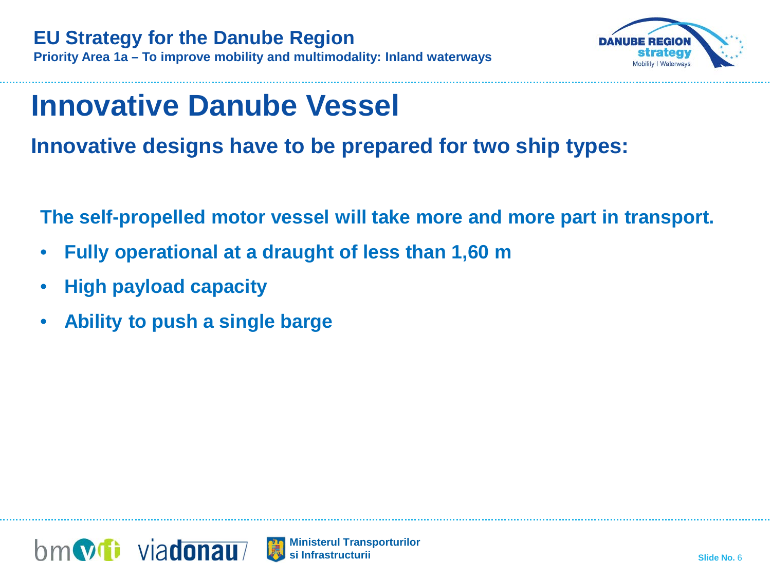# Innovative Danube Vessel

## Innovative designs have to be prepared for two ship types:

**The self-propelled motor vessel will take more and more part in transport.**

- **Fully operational at a draught of less than 1,60 m**
- **High payload capacity**
- **Ability to push a single barge**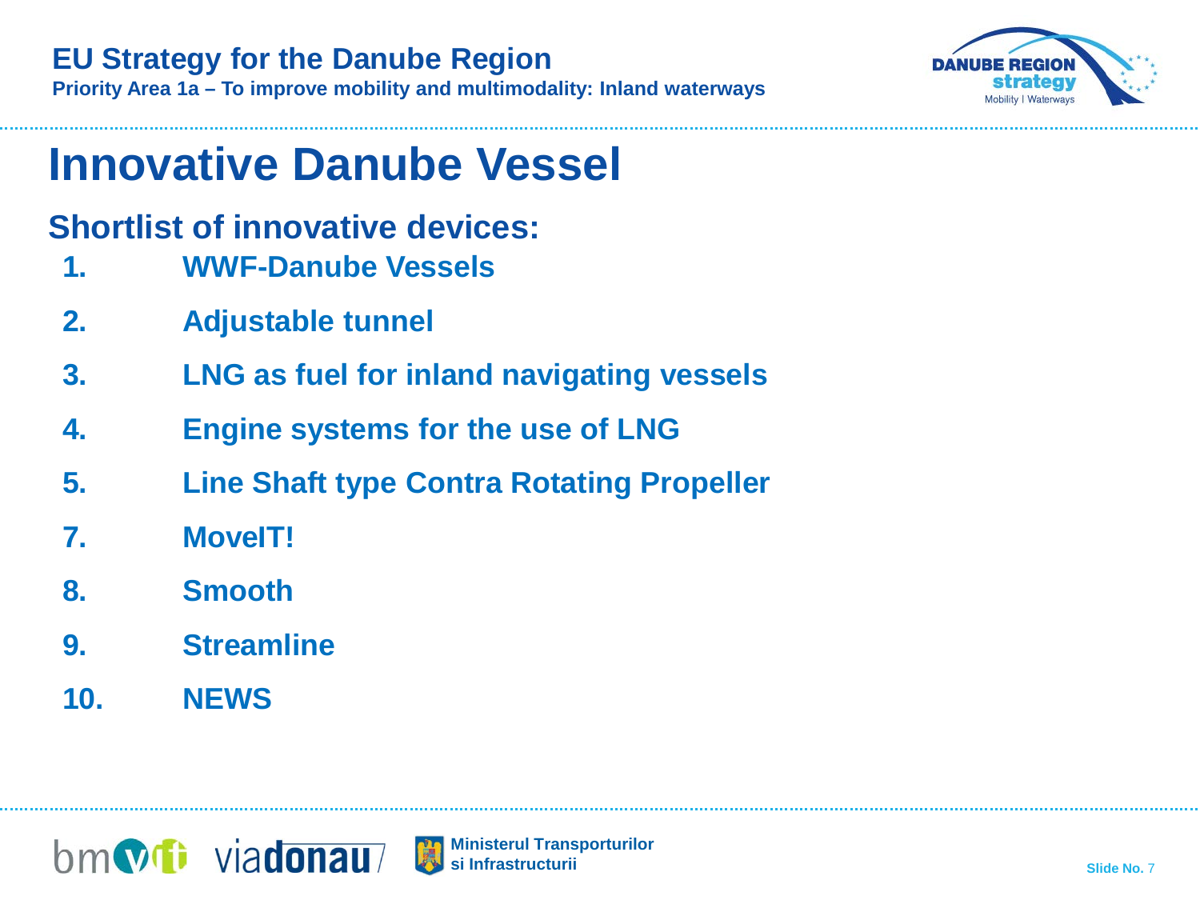# Innovative Danube Vessel

## Shortlist of innovative devices:

1. WWF-Danube Vessels
2. Adjustable tunnel
3. LNG as fuel for inland navigating vessels
4. Engine systems for the use of LNG
5. Line Shaft type Contra Rotating Propeller

7. MoveIT!
8. Smooth
9. Streamline
10. NEWS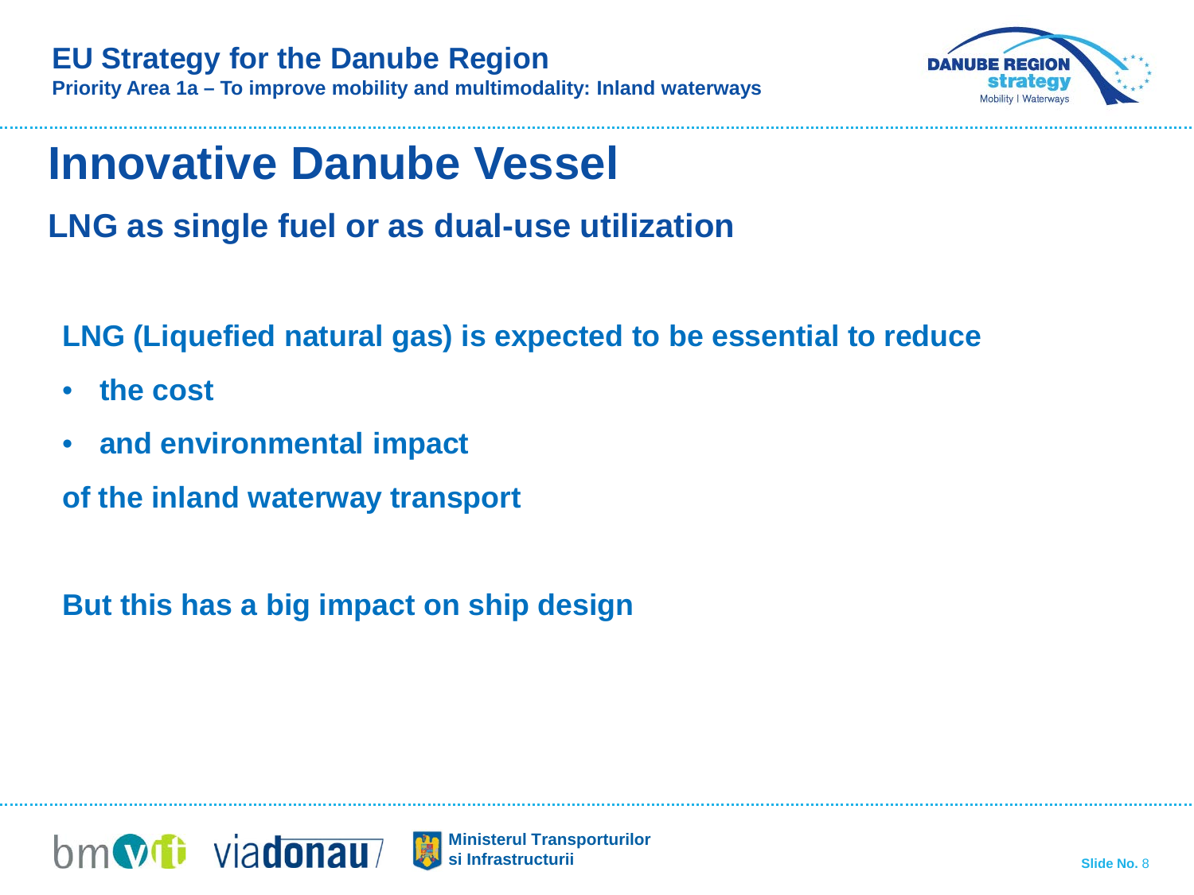# Innovative Danube Vessel

## LNG as single fuel or as dual-use utilization

**LNG (Liquefied natural gas) is expected to be essential to reduce**

- **the cost**
- **and environmental impact**

**of the inland waterway transport**

**But this has a big impact on ship design**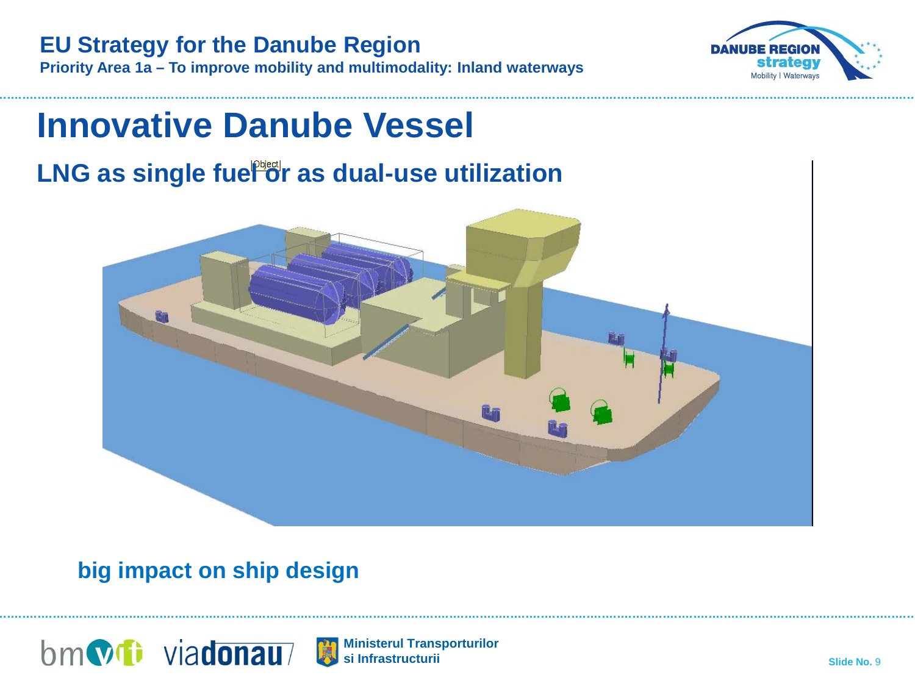# Innovative Danube Vessel

## LNG as single fuel or as dual-use utilization

**big impact on ship design**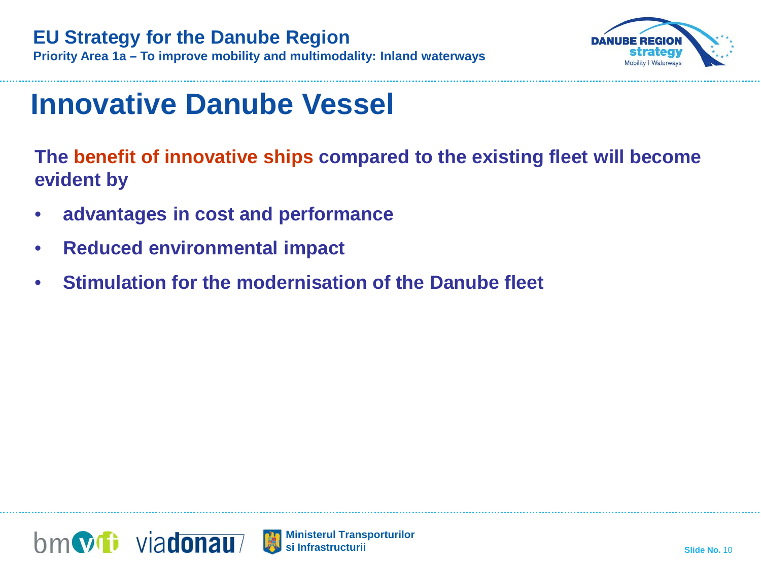# Innovative Danube Vessel

**The benefit of innovative ships compared to the existing fleet will become evident by**

- **advantages in cost and performance**
- **Reduced environmental impact**
- **Stimulation for the modernisation of the Danube fleet**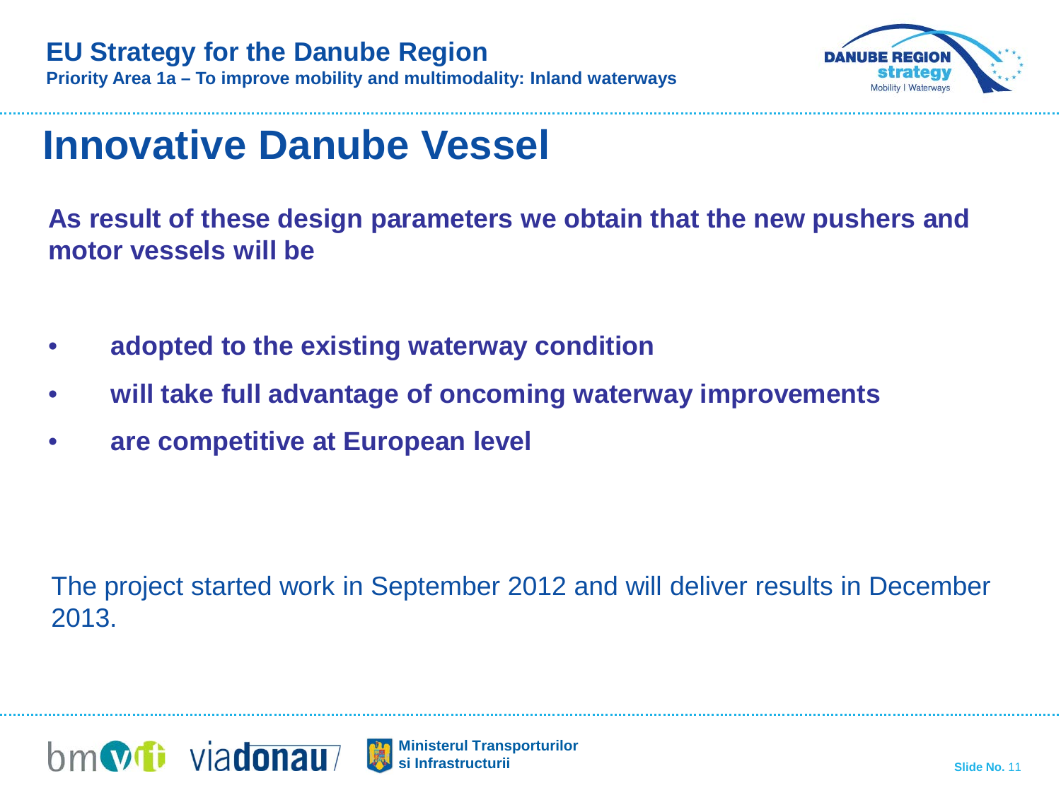# Innovative Danube Vessel

**As result of these design parameters we obtain that the new pushers and motor vessels will be**

- **adopted to the existing waterway condition**
- **will take full advantage of oncoming waterway improvements**
- **are competitive at European level**

The project started work in September 2012 and will deliver results in December 2013.